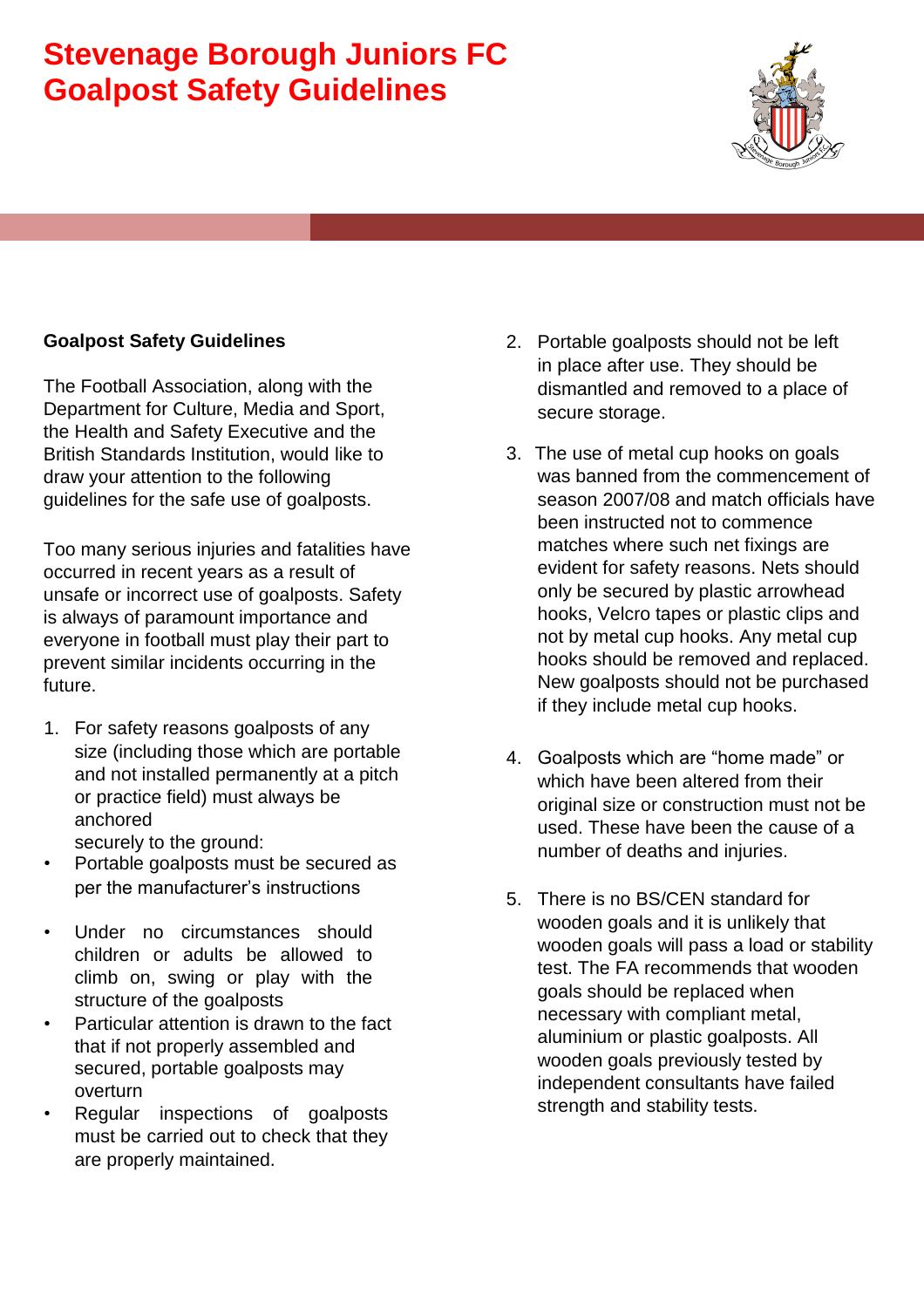# Stevenage Borough Juniors FC
# Goalpost Safety Guidelines

**Goalpost Safety Guidelines**

The Football Association, along with the Department for Culture, Media and Sport, the Health and Safety Executive and the British Standards Institution, would like to draw your attention to the following guidelines for the safe use of goalposts.

Too many serious injuries and fatalities have occurred in recent years as a result of unsafe or incorrect use of goalposts. Safety is always of paramount importance and everyone in football must play their part to prevent similar incidents occurring in the future.

1. For safety reasons goalposts of any size (including those which are portable and not installed permanently at a pitch or practice field) must always be anchored securely to the ground:
   - Portable goalposts must be secured as per the manufacturer's instructions
   - Under no circumstances should children or adults be allowed to climb on, swing or play with the structure of the goalposts
   - Particular attention is drawn to the fact that if not properly assembled and secured, portable goalposts may overturn
   - Regular inspections of goalposts must be carried out to check that they are properly maintained.
2. Portable goalposts should not be left in place after use. They should be dismantled and removed to a place of secure storage.
3. The use of metal cup hooks on goals was banned from the commencement of season 2007/08 and match officials have been instructed not to commence matches where such net fixings are evident for safety reasons. Nets should only be secured by plastic arrowhead hooks, Velcro tapes or plastic clips and not by metal cup hooks. Any metal cup hooks should be removed and replaced. New goalposts should not be purchased if they include metal cup hooks.
4. Goalposts which are "home made" or which have been altered from their original size or construction must not be used. These have been the cause of a number of deaths and injuries.
5. There is no BS/CEN standard for wooden goals and it is unlikely that wooden goals will pass a load or stability test. The FA recommends that wooden goals should be replaced when necessary with compliant metal, aluminium or plastic goalposts. All wooden goals previously tested by independent consultants have failed strength and stability tests.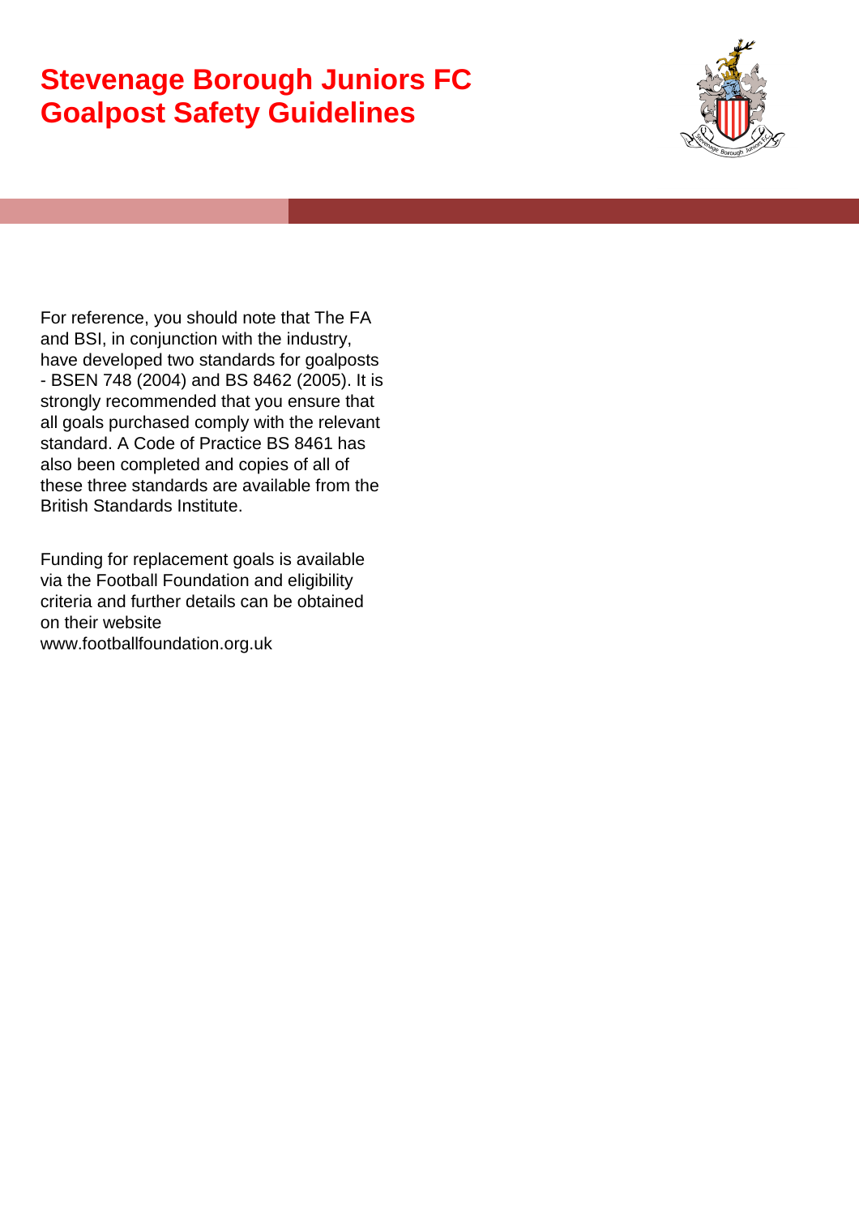# Stevenage Borough Juniors FC
# Goalpost Safety Guidelines

For reference, you should note that The FA and BSI, in conjunction with the industry, have developed two standards for goalposts - BSEN 748 (2004) and BS 8462 (2005). It is strongly recommended that you ensure that all goals purchased comply with the relevant standard. A Code of Practice BS 8461 has also been completed and copies of all of these three standards are available from the British Standards Institute.

Funding for replacement goals is available via the Football Foundation and eligibility criteria and further details can be obtained on their website www.footballfoundation.org.uk